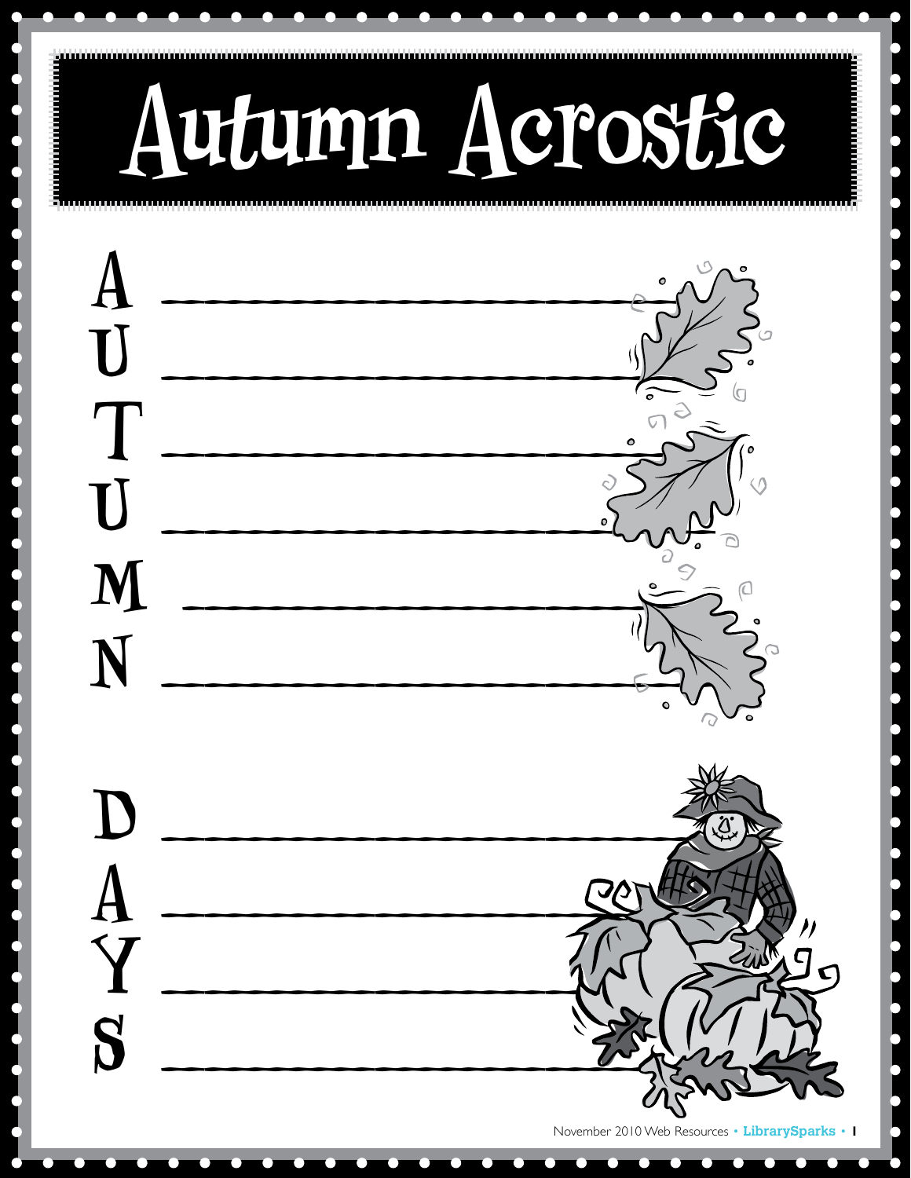# Autumn Acrostic

A ______________________________

U ______________________________

T ______________________________

U ______________________________

M ______________________________

N ______________________________

D ______________________________

A ______________________________

Y ______________________________

S ______________________________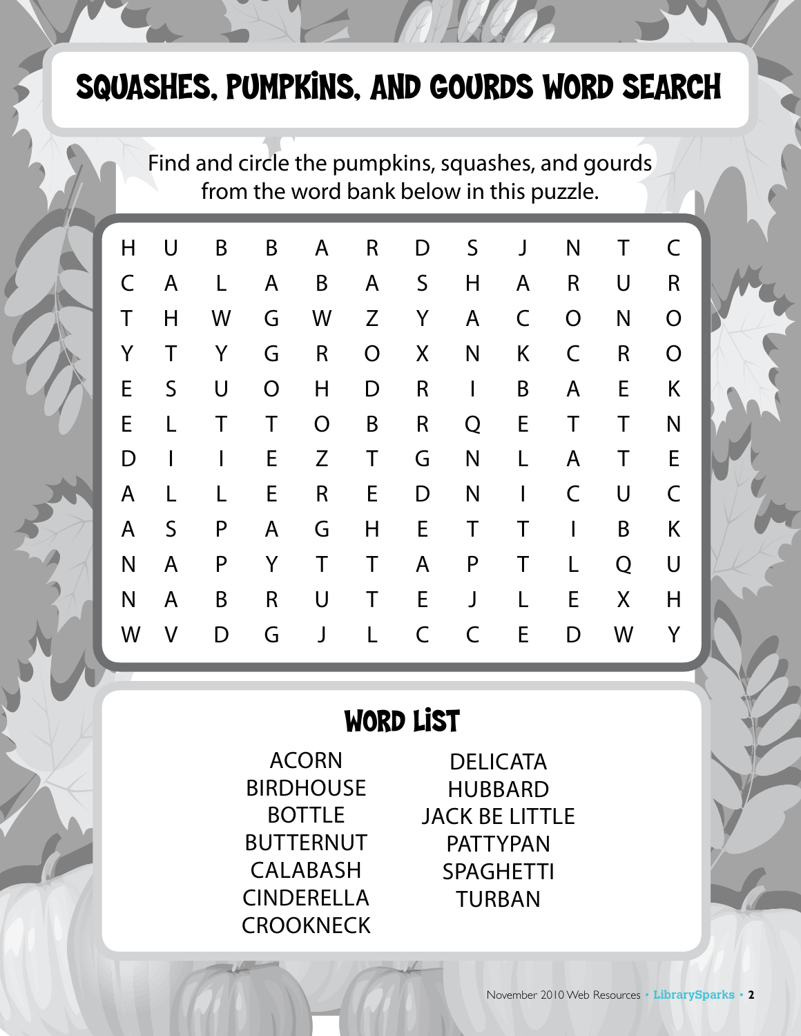# SQUASHES, PUMPKINS, AND GOURDS WORD SEARCH

Find and circle the pumpkins, squashes, and gourds from the word bank below in this puzzle.

| | | | | | | | | | | | |
|---|---|---|---|---|---|---|---|---|---|---|---|
| H | U | B | B | A | R | D | S | J | N | T | C |
| C | A | L | A | B | A | S | H | A | R | U | R |
| T | H | W | G | W | Z | Y | A | C | O | N | O |
| Y | T | Y | G | R | O | X | N | K | C | R | O |
| E | S | U | O | H | D | R | I | B | A | E | K |
| E | L | T | T | O | B | R | Q | E | T | T | N |
| D | I | I | E | Z | T | G | N | L | A | T | E |
| A | L | L | E | R | E | D | N | I | C | U | C |
| A | S | P | A | G | H | E | T | T | I | B | K |
| N | A | P | Y | T | T | A | P | T | L | Q | U |
| N | A | B | R | U | T | E | J | L | E | X | H |
| W | V | D | G | J | L | C | C | E | D | W | Y |

## WORD LIST

ACORN
BIRDHOUSE
BOTTLE
BUTTERNUT
CALABASH
CINDERELLA
CROOKNECK
DELICATA
HUBBARD
JACK BE LITTLE
PATTYPAN
SPAGHETTI
TURBAN